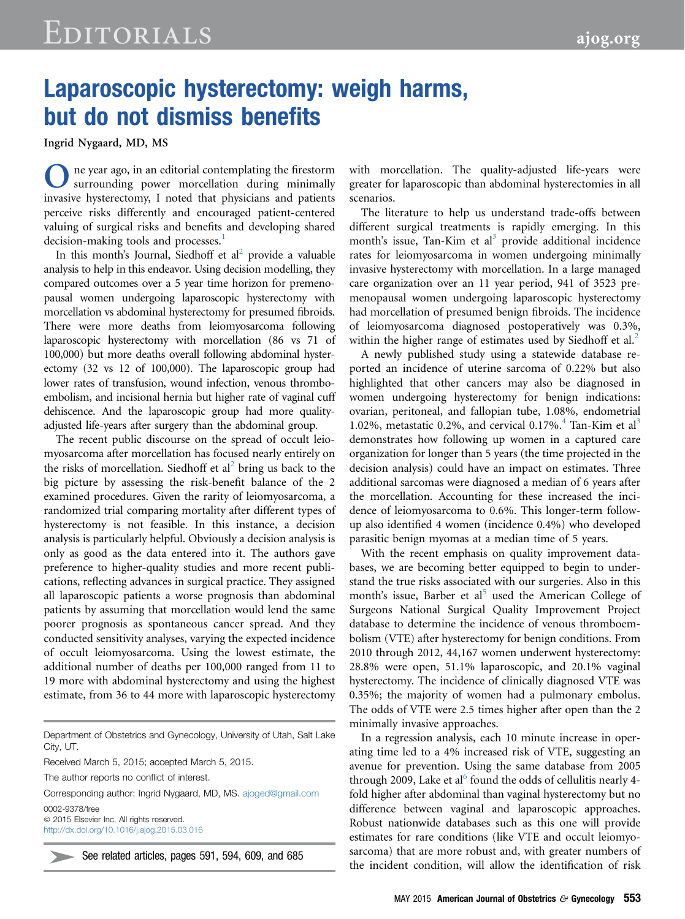# Laparoscopic hysterectomy: weigh harms, but do not dismiss benefits

Ingrid Nygaard, MD, MS

One year ago, in an editorial contemplating the firestorm surrounding power morcellation during minimally invasive hysterectomy, I noted that physicians and patients perceive risks differently and encouraged patient-centered valuing of surgical risks and benefits and developing shared decision-making tools and processes.[1]

In this month's Journal, Siedhoff et al[2] provide a valuable analysis to help in this endeavor. Using decision modelling, they compared outcomes over a 5 year time horizon for premenopausal women undergoing laparoscopic hysterectomy with morcellation vs abdominal hysterectomy for presumed fibroids. There were more deaths from leiomyosarcoma following laparoscopic hysterectomy with morcellation (86 vs 71 of 100,000) but more deaths overall following abdominal hysterectomy (32 vs 12 of 100,000). The laparoscopic group had lower rates of transfusion, wound infection, venous thromboembolism, and incisional hernia but higher rate of vaginal cuff dehiscence. And the laparoscopic group had more quality-adjusted life-years after surgery than the abdominal group.

The recent public discourse on the spread of occult leiomyosarcoma after morcellation has focused nearly entirely on the risks of morcellation. Siedhoff et al[2] bring us back to the big picture by assessing the risk-benefit balance of the 2 examined procedures. Given the rarity of leiomyosarcoma, a randomized trial comparing mortality after different types of hysterectomy is not feasible. In this instance, a decision analysis is particularly helpful. Obviously a decision analysis is only as good as the data entered into it. The authors gave preference to higher-quality studies and more recent publications, reflecting advances in surgical practice. They assigned all laparoscopic patients a worse prognosis than abdominal patients by assuming that morcellation would lend the same poorer prognosis as spontaneous cancer spread. And they conducted sensitivity analyses, varying the expected incidence of occult leiomyosarcoma. Using the lowest estimate, the additional number of deaths per 100,000 ranged from 11 to 19 more with abdominal hysterectomy and using the highest estimate, from 36 to 44 more with laparoscopic hysterectomy with morcellation. The quality-adjusted life-years were greater for laparoscopic than abdominal hysterectomies in all scenarios.

The literature to help us understand trade-offs between different surgical treatments is rapidly emerging. In this month's issue, Tan-Kim et al[3] provide additional incidence rates for leiomyosarcoma in women undergoing minimally invasive hysterectomy with morcellation. In a large managed care organization over an 11 year period, 941 of 3523 premenopausal women undergoing laparoscopic hysterectomy had morcellation of presumed benign fibroids. The incidence of leiomyosarcoma diagnosed postoperatively was 0.3%, within the higher range of estimates used by Siedhoff et al.[2]

A newly published study using a statewide database reported an incidence of uterine sarcoma of 0.22% but also highlighted that other cancers may also be diagnosed in women undergoing hysterectomy for benign indications: ovarian, peritoneal, and fallopian tube, 1.08%, endometrial 1.02%, metastatic 0.2%, and cervical 0.17%.[4] Tan-Kim et al[3] demonstrates how following up women in a captured care organization for longer than 5 years (the time projected in the decision analysis) could have an impact on estimates. Three additional sarcomas were diagnosed a median of 6 years after the morcellation. Accounting for these increased the incidence of leiomyosarcoma to 0.6%. This longer-term follow-up also identified 4 women (incidence 0.4%) who developed parasitic benign myomas at a median time of 5 years.

With the recent emphasis on quality improvement databases, we are becoming better equipped to begin to understand the true risks associated with our surgeries. Also in this month's issue, Barber et al[5] used the American College of Surgeons National Surgical Quality Improvement Project database to determine the incidence of venous thromboembolism (VTE) after hysterectomy for benign conditions. From 2010 through 2012, 44,167 women underwent hysterectomy: 28.8% were open, 51.1% laparoscopic, and 20.1% vaginal hysterectomy. The incidence of clinically diagnosed VTE was 0.35%; the majority of women had a pulmonary embolus. The odds of VTE were 2.5 times higher after open than the 2 minimally invasive approaches.

In a regression analysis, each 10 minute increase in operating time led to a 4% increased risk of VTE, suggesting an avenue for prevention. Using the same database from 2005 through 2009, Lake et al[6] found the odds of cellulitis nearly 4-fold higher after abdominal than vaginal hysterectomy but no difference between vaginal and laparoscopic approaches. Robust nationwide databases such as this one will provide estimates for rare conditions (like VTE and occult leiomyosarcoma) that are more robust and, with greater numbers of the incident condition, will allow the identification of risk

---

Department of Obstetrics and Gynecology, University of Utah, Salt Lake City, UT.

Received March 5, 2015; accepted March 5, 2015.

The author reports no conflict of interest.

Corresponding author: Ingrid Nygaard, MD, MS. ajoged@gmail.com

0002-9378/free
© 2015 Elsevier Inc. All rights reserved.
http://dx.doi.org/10.1016/j.ajog.2015.03.016

See related articles, pages 591, 594, 609, and 685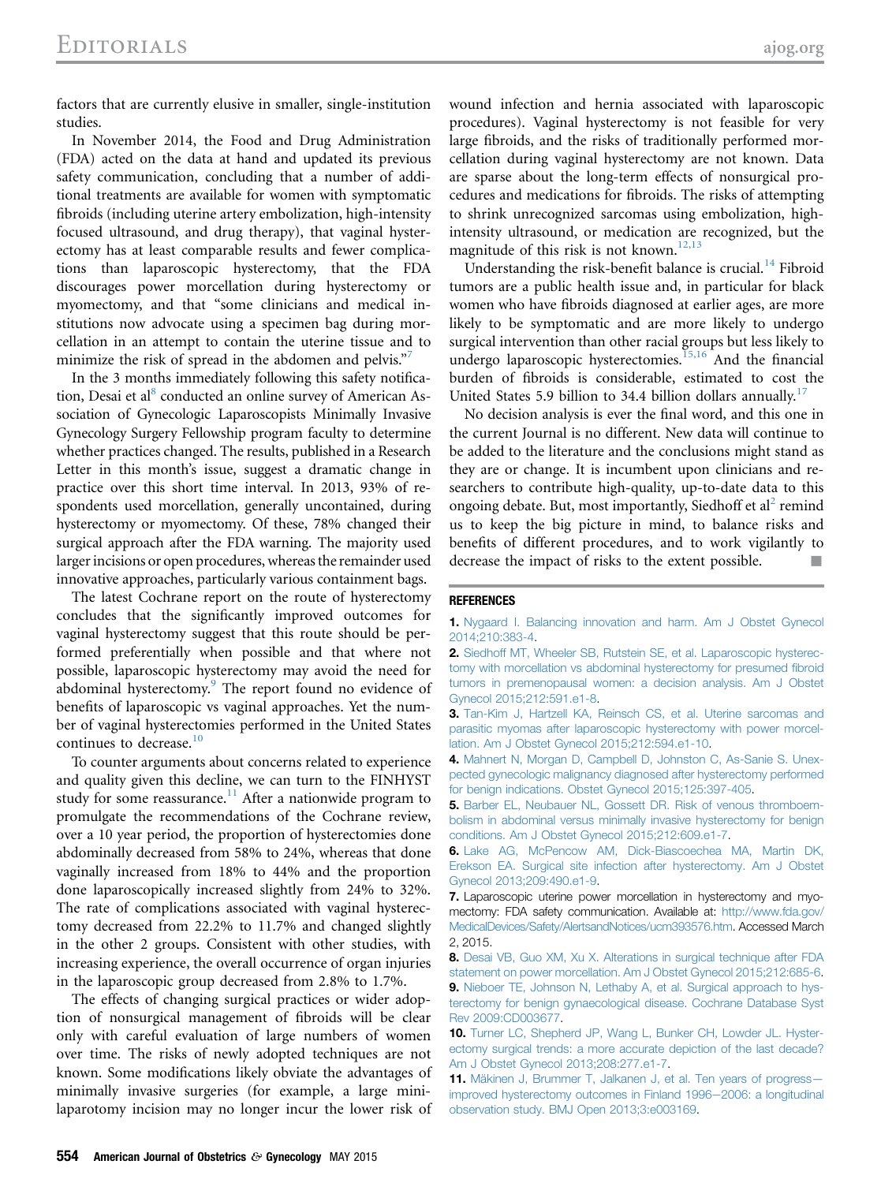factors that are currently elusive in smaller, single-institution studies.

In November 2014, the Food and Drug Administration (FDA) acted on the data at hand and updated its previous safety communication, concluding that a number of additional treatments are available for women with symptomatic fibroids (including uterine artery embolization, high-intensity focused ultrasound, and drug therapy), that vaginal hysterectomy has at least comparable results and fewer complications than laparoscopic hysterectomy, that the FDA discourages power morcellation during hysterectomy or myomectomy, and that "some clinicians and medical institutions now advocate using a specimen bag during morcellation in an attempt to contain the uterine tissue and to minimize the risk of spread in the abdomen and pelvis."[7]

In the 3 months immediately following this safety notification, Desai et al[8] conducted an online survey of American Association of Gynecologic Laparoscopists Minimally Invasive Gynecology Surgery Fellowship program faculty to determine whether practices changed. The results, published in a Research Letter in this month's issue, suggest a dramatic change in practice over this short time interval. In 2013, 93% of respondents used morcellation, generally uncontained, during hysterectomy or myomectomy. Of these, 78% changed their surgical approach after the FDA warning. The majority used larger incisions or open procedures, whereas the remainder used innovative approaches, particularly various containment bags.

The latest Cochrane report on the route of hysterectomy concludes that the significantly improved outcomes for vaginal hysterectomy suggest that this route should be performed preferentially when possible and that where not possible, laparoscopic hysterectomy may avoid the need for abdominal hysterectomy.[9] The report found no evidence of benefits of laparoscopic vs vaginal approaches. Yet the number of vaginal hysterectomies performed in the United States continues to decrease.[10]

To counter arguments about concerns related to experience and quality given this decline, we can turn to the FINHYST study for some reassurance.[11] After a nationwide program to promulgate the recommendations of the Cochrane review, over a 10 year period, the proportion of hysterectomies done abdominally decreased from 58% to 24%, whereas that done vaginally increased from 18% to 44% and the proportion done laparoscopically increased slightly from 24% to 32%. The rate of complications associated with vaginal hysterectomy decreased from 22.2% to 11.7% and changed slightly in the other 2 groups. Consistent with other studies, with increasing experience, the overall occurrence of organ injuries in the laparoscopic group decreased from 2.8% to 1.7%.

The effects of changing surgical practices or wider adoption of nonsurgical management of fibroids will be clear only with careful evaluation of large numbers of women over time. The risks of newly adopted techniques are not known. Some modifications likely obviate the advantages of minimally invasive surgeries (for example, a large mini-laparotomy incision may no longer incur the lower risk of wound infection and hernia associated with laparoscopic procedures). Vaginal hysterectomy is not feasible for very large fibroids, and the risks of traditionally performed morcellation during vaginal hysterectomy are not known. Data are sparse about the long-term effects of nonsurgical procedures and medications for fibroids. The risks of attempting to shrink unrecognized sarcomas using embolization, high-intensity ultrasound, or medication are recognized, but the magnitude of this risk is not known.[12,13]

Understanding the risk-benefit balance is crucial.[14] Fibroid tumors are a public health issue and, in particular for black women who have fibroids diagnosed at earlier ages, are more likely to be symptomatic and are more likely to undergo surgical intervention than other racial groups but less likely to undergo laparoscopic hysterectomies.[15,16] And the financial burden of fibroids is considerable, estimated to cost the United States 5.9 billion to 34.4 billion dollars annually.[17]

No decision analysis is ever the final word, and this one in the current Journal is no different. New data will continue to be added to the literature and the conclusions might stand as they are or change. It is incumbent upon clinicians and researchers to contribute high-quality, up-to-date data to this ongoing debate. But, most importantly, Siedhoff et al[2] remind us to keep the big picture in mind, to balance risks and benefits of different procedures, and to work vigilantly to decrease the impact of risks to the extent possible. ■

## REFERENCES

1. Nygaard I. Balancing innovation and harm. Am J Obstet Gynecol 2014;210:383-4.
2. Siedhoff MT, Wheeler SB, Rutstein SE, et al. Laparoscopic hysterectomy with morcellation vs abdominal hysterectomy for presumed fibroid tumors in premenopausal women: a decision analysis. Am J Obstet Gynecol 2015;212:591.e1-8.
3. Tan-Kim J, Hartzell KA, Reinsch CS, et al. Uterine sarcomas and parasitic myomas after laparoscopic hysterectomy with power morcellation. Am J Obstet Gynecol 2015;212:594.e1-10.
4. Mahnert N, Morgan D, Campbell D, Johnston C, As-Sanie S. Unexpected gynecologic malignancy diagnosed after hysterectomy performed for benign indications. Obstet Gynecol 2015;125:397-405.
5. Barber EL, Neubauer NL, Gossett DR. Risk of venous thromboembolism in abdominal versus minimally invasive hysterectomy for benign conditions. Am J Obstet Gynecol 2015;212:609.e1-7.
6. Lake AG, McPencow AM, Dick-Biascoechea MA, Martin DK, Erekson EA. Surgical site infection after hysterectomy. Am J Obstet Gynecol 2013;209:490.e1-9.
7. Laparoscopic uterine power morcellation in hysterectomy and myomectomy: FDA safety communication. Available at: http://www.fda.gov/MedicalDevices/Safety/AlertsandNotices/ucm393576.htm. Accessed March 2, 2015.
8. Desai VB, Guo XM, Xu X. Alterations in surgical technique after FDA statement on power morcellation. Am J Obstet Gynecol 2015;212:685-6.
9. Nieboer TE, Johnson N, Lethaby A, et al. Surgical approach to hysterectomy for benign gynaecological disease. Cochrane Database Syst Rev 2009:CD003677.
10. Turner LC, Shepherd JP, Wang L, Bunker CH, Lowder JL. Hysterectomy surgical trends: a more accurate depiction of the last decade? Am J Obstet Gynecol 2013;208:277.e1-7.
11. Mäkinen J, Brummer T, Jalkanen J, et al. Ten years of progress—improved hysterectomy outcomes in Finland 1996–2006: a longitudinal observation study. BMJ Open 2013;3:e003169.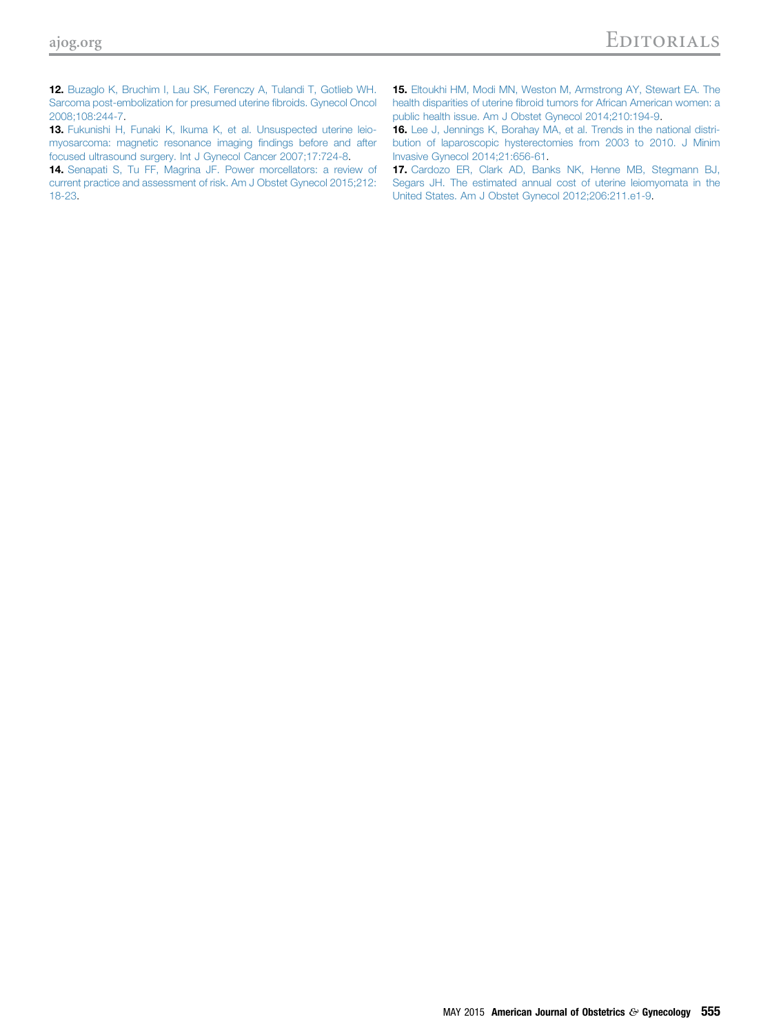**12.** Buzaglo K, Bruchim I, Lau SK, Ferenczy A, Tulandi T, Gotlieb WH. Sarcoma post-embolization for presumed uterine fibroids. Gynecol Oncol 2008;108:244-7.

**13.** Fukunishi H, Funaki K, Ikuma K, et al. Unsuspected uterine leiomyosarcoma: magnetic resonance imaging findings before and after focused ultrasound surgery. Int J Gynecol Cancer 2007;17:724-8.

**14.** Senapati S, Tu FF, Magrina JF. Power morcellators: a review of current practice and assessment of risk. Am J Obstet Gynecol 2015;212:18-23.

**15.** Eltoukhi HM, Modi MN, Weston M, Armstrong AY, Stewart EA. The health disparities of uterine fibroid tumors for African American women: a public health issue. Am J Obstet Gynecol 2014;210:194-9.

**16.** Lee J, Jennings K, Borahay MA, et al. Trends in the national distribution of laparoscopic hysterectomies from 2003 to 2010. J Minim Invasive Gynecol 2014;21:656-61.

**17.** Cardozo ER, Clark AD, Banks NK, Henne MB, Stegmann BJ, Segars JH. The estimated annual cost of uterine leiomyomata in the United States. Am J Obstet Gynecol 2012;206:211.e1-9.